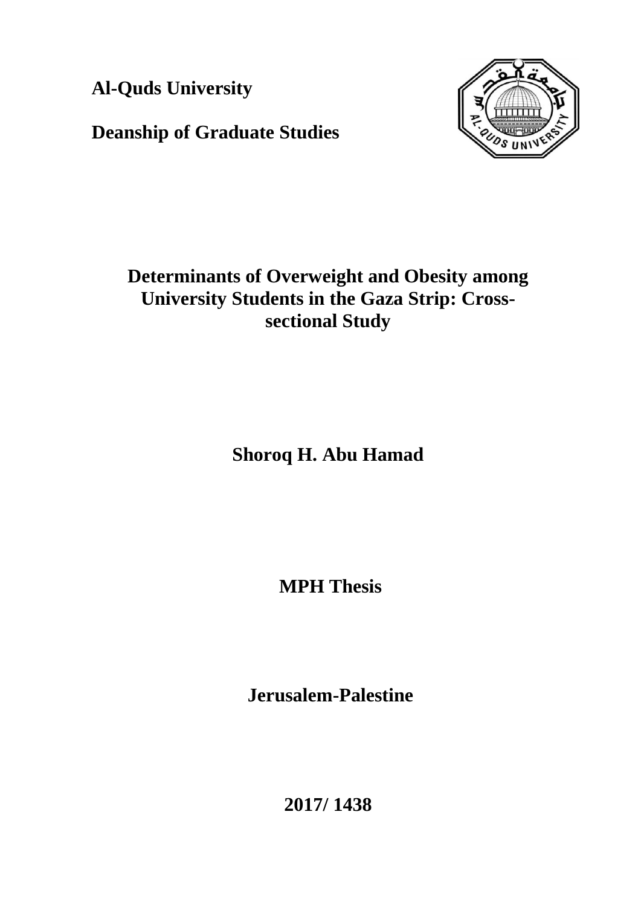**Al-Quds University**

**Deanship of Graduate Studies**

# Determinants of Overweight and Obesity among University Students in the Gaza Strip: Cross-sectional Study

**Shoroq H. Abu Hamad**

**MPH Thesis**

**Jerusalem-Palestine**

**2017/ 1438**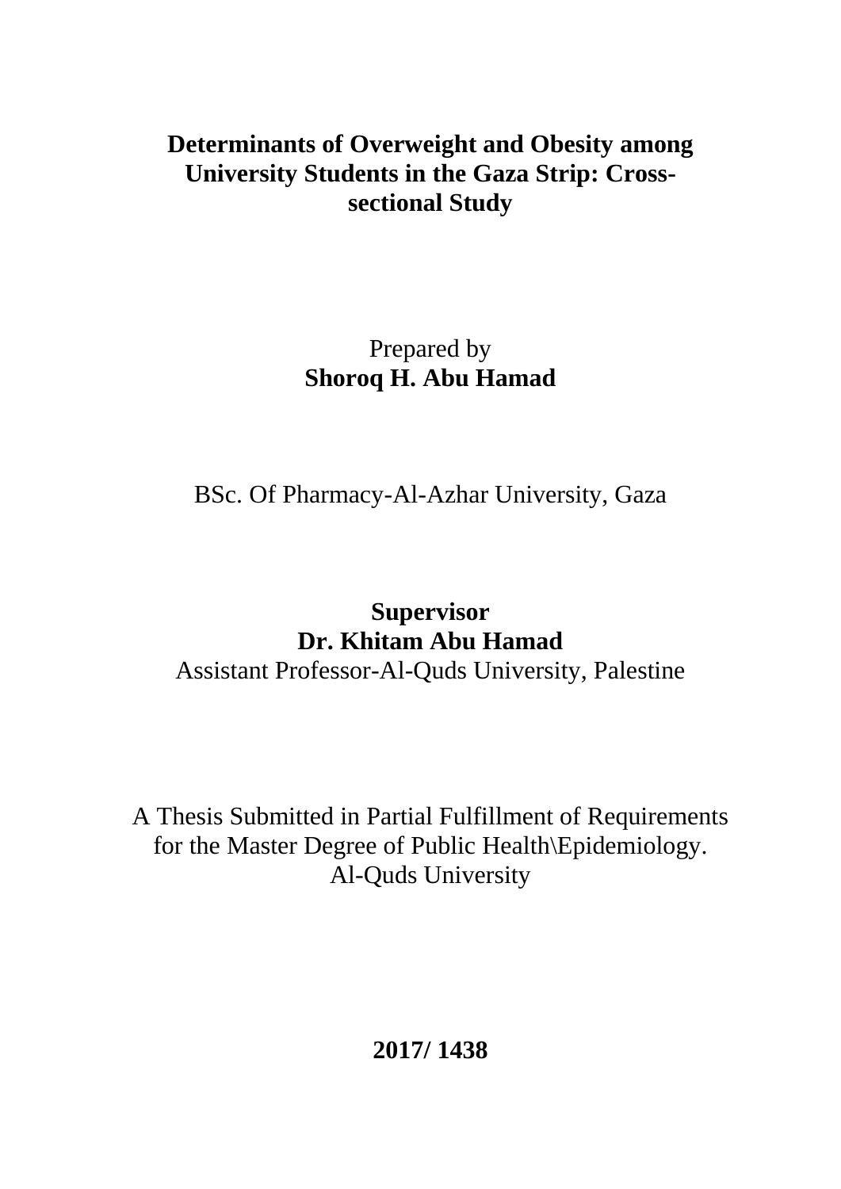# Determinants of Overweight and Obesity among University Students in the Gaza Strip: Cross-sectional Study

Prepared by
**Shoroq H. Abu Hamad**

BSc. Of Pharmacy-Al-Azhar University, Gaza

**Supervisor**
**Dr. Khitam Abu Hamad**
Assistant Professor-Al-Quds University, Palestine

A Thesis Submitted in Partial Fulfillment of Requirements for the Master Degree of Public Health\Epidemiology.
Al-Quds University

**2017/ 1438**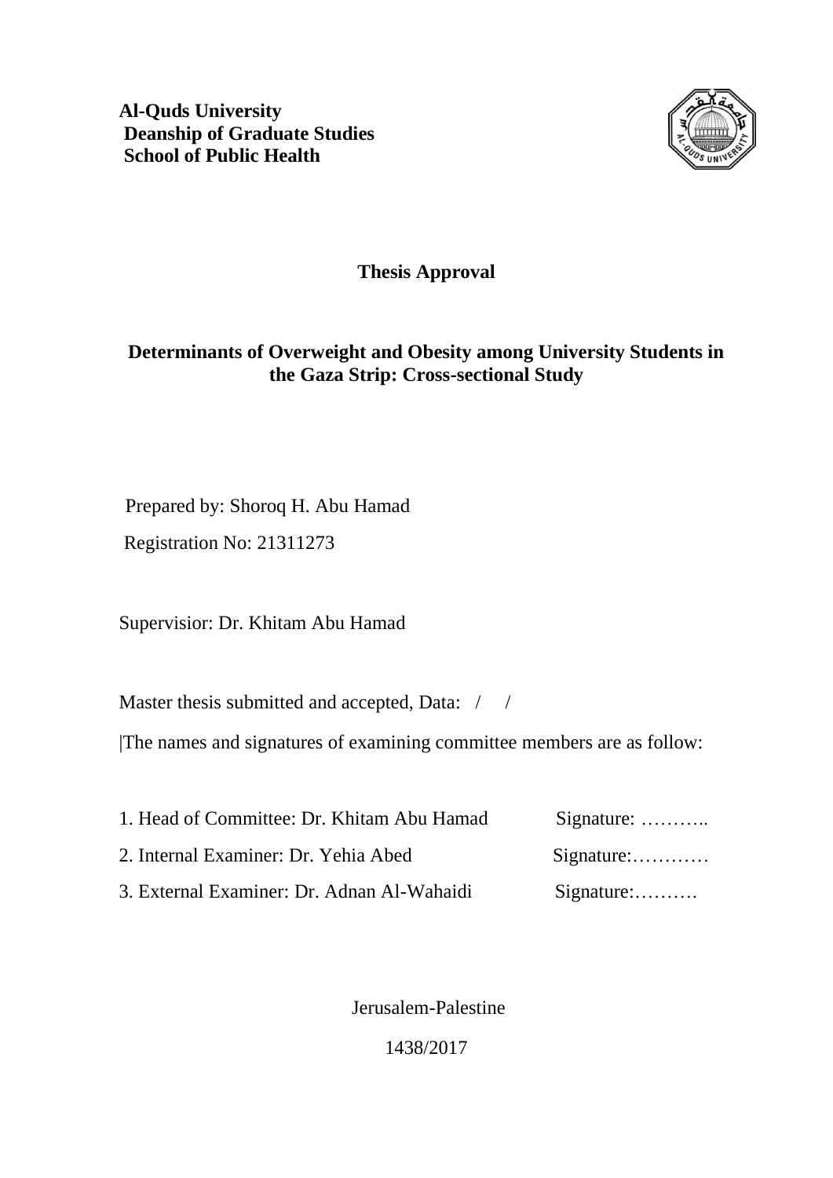**Al-Quds University**
**Deanship of Graduate Studies**
**School of Public Health**

## Thesis Approval

## Determinants of Overweight and Obesity among University Students in the Gaza Strip: Cross-sectional Study

Prepared by: Shoroq H. Abu Hamad

Registration No: 21311273

Supervisior: Dr. Khitam Abu Hamad

Master thesis submitted and accepted, Data: / /

|The names and signatures of examining committee members are as follow:

1. Head of Committee: Dr. Khitam Abu Hamad Signature: ………..
2. Internal Examiner: Dr. Yehia Abed Signature:…………
3. External Examiner: Dr. Adnan Al-Wahaidi Signature:……….

Jerusalem-Palestine

1438/2017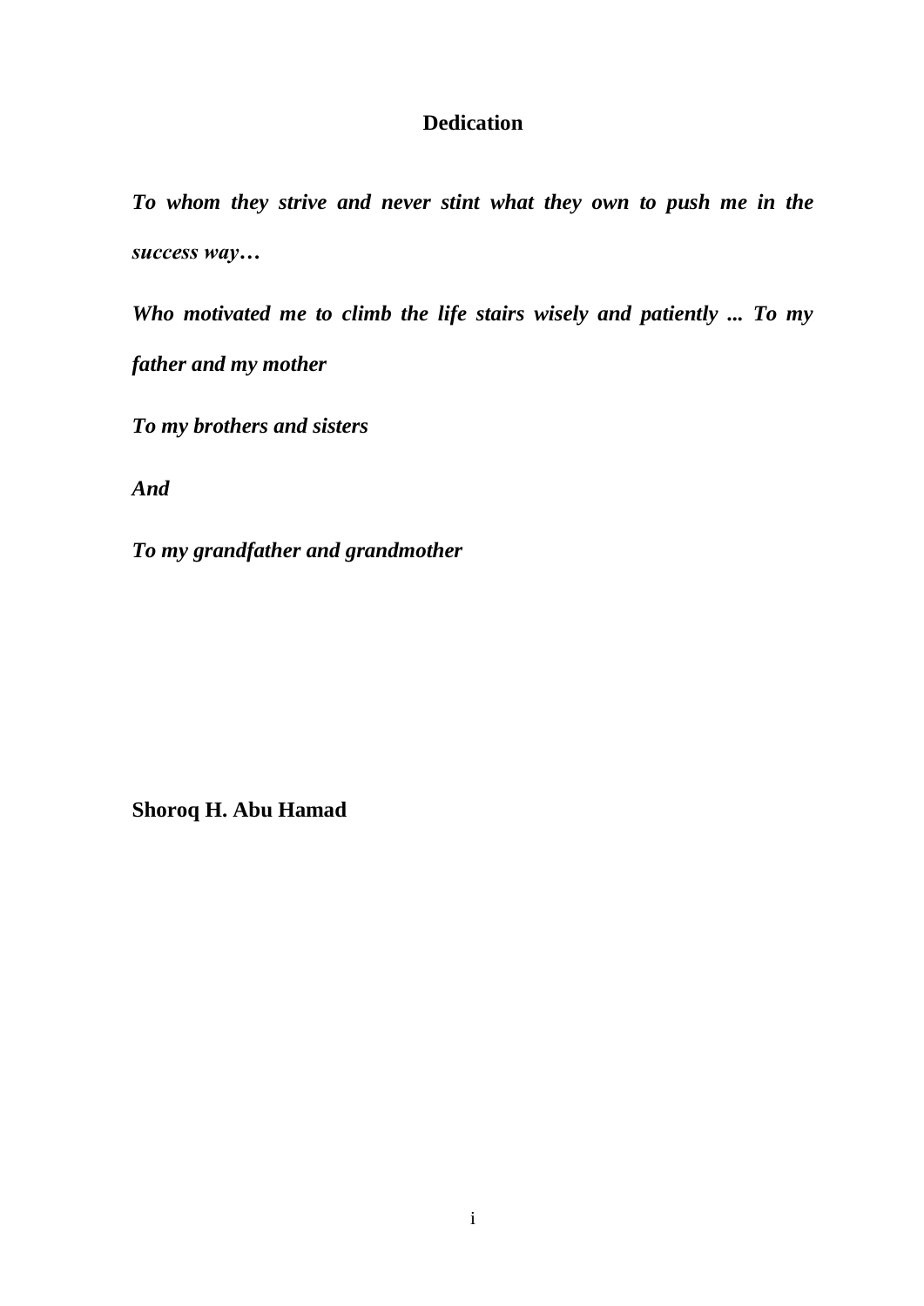# Dedication

***To whom they strive and never stint what they own to push me in the success way…***

***Who motivated me to climb the life stairs wisely and patiently ... To my father and my mother***

***To my brothers and sisters***

***And***

***To my grandfather and grandmother***

**Shoroq H. Abu Hamad**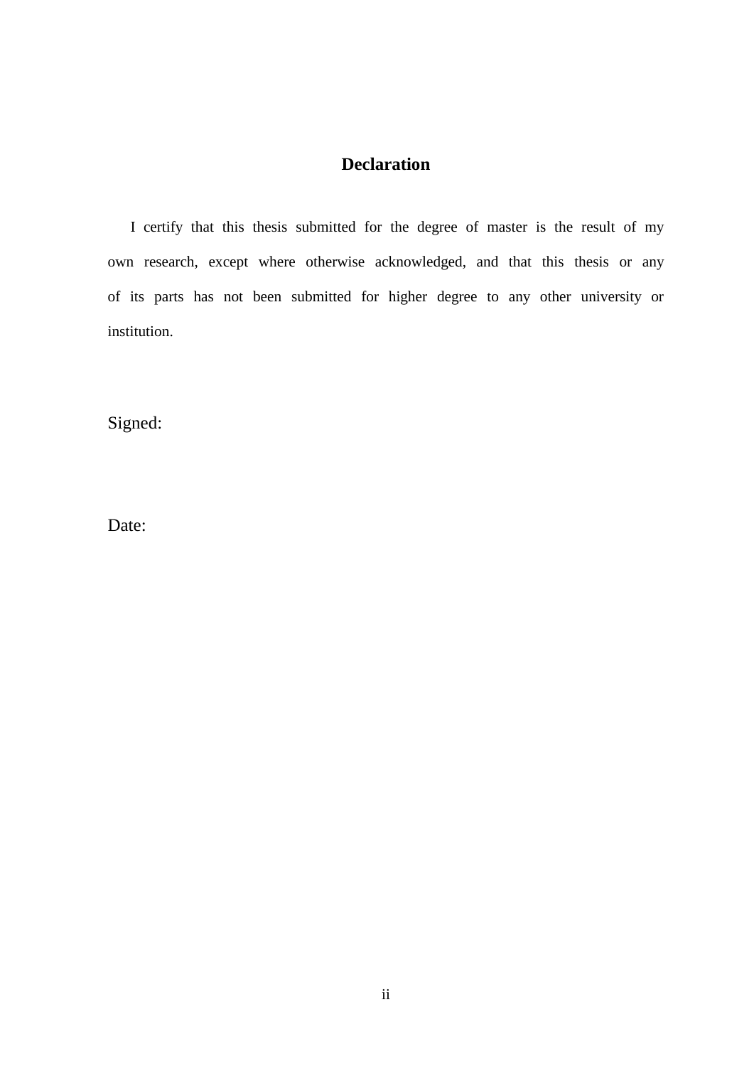## Declaration

I certify that this thesis submitted for the degree of master is the result of my own research, except where otherwise acknowledged, and that this thesis or any of its parts has not been submitted for higher degree to any other university or institution.

Signed:

Date: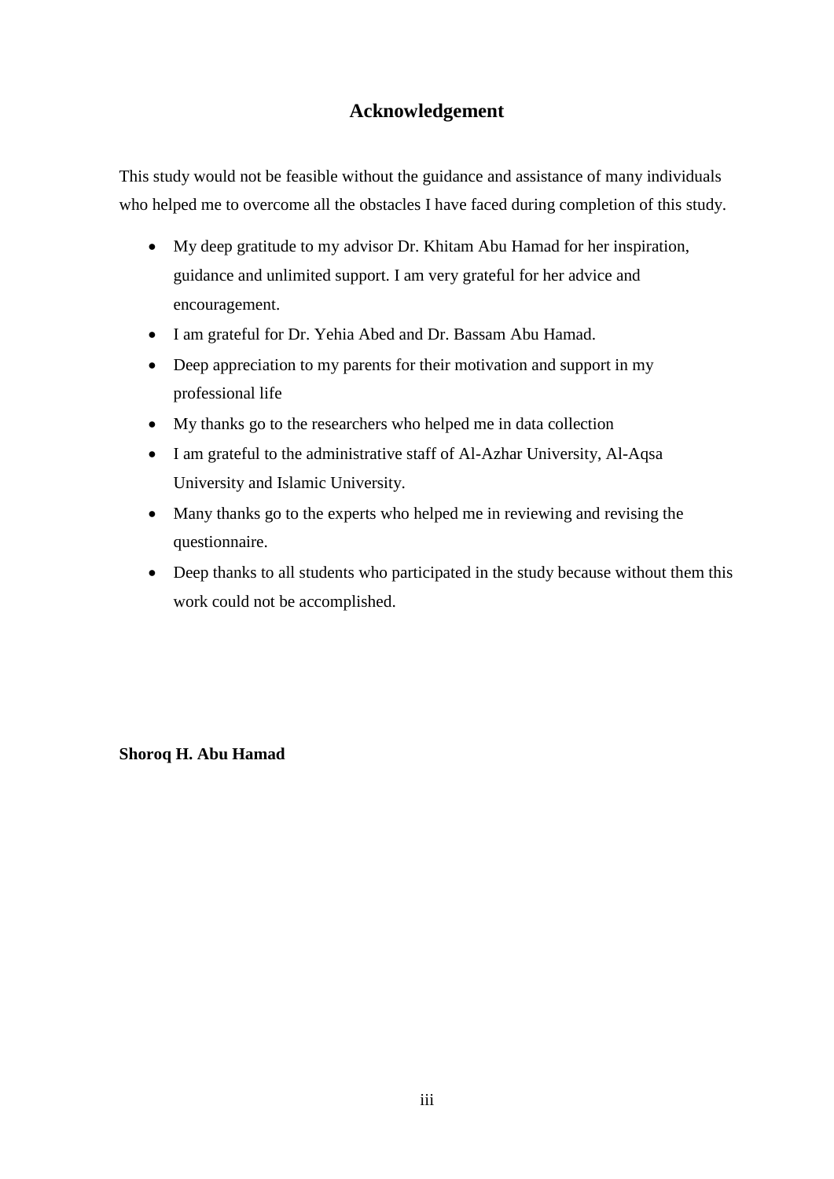# Acknowledgement

This study would not be feasible without the guidance and assistance of many individuals who helped me to overcome all the obstacles I have faced during completion of this study.

- My deep gratitude to my advisor Dr. Khitam Abu Hamad for her inspiration, guidance and unlimited support. I am very grateful for her advice and encouragement.
- I am grateful for Dr. Yehia Abed and Dr. Bassam Abu Hamad.
- Deep appreciation to my parents for their motivation and support in my professional life
- My thanks go to the researchers who helped me in data collection
- I am grateful to the administrative staff of Al-Azhar University, Al-Aqsa University and Islamic University.
- Many thanks go to the experts who helped me in reviewing and revising the questionnaire.
- Deep thanks to all students who participated in the study because without them this work could not be accomplished.

**Shoroq H. Abu Hamad**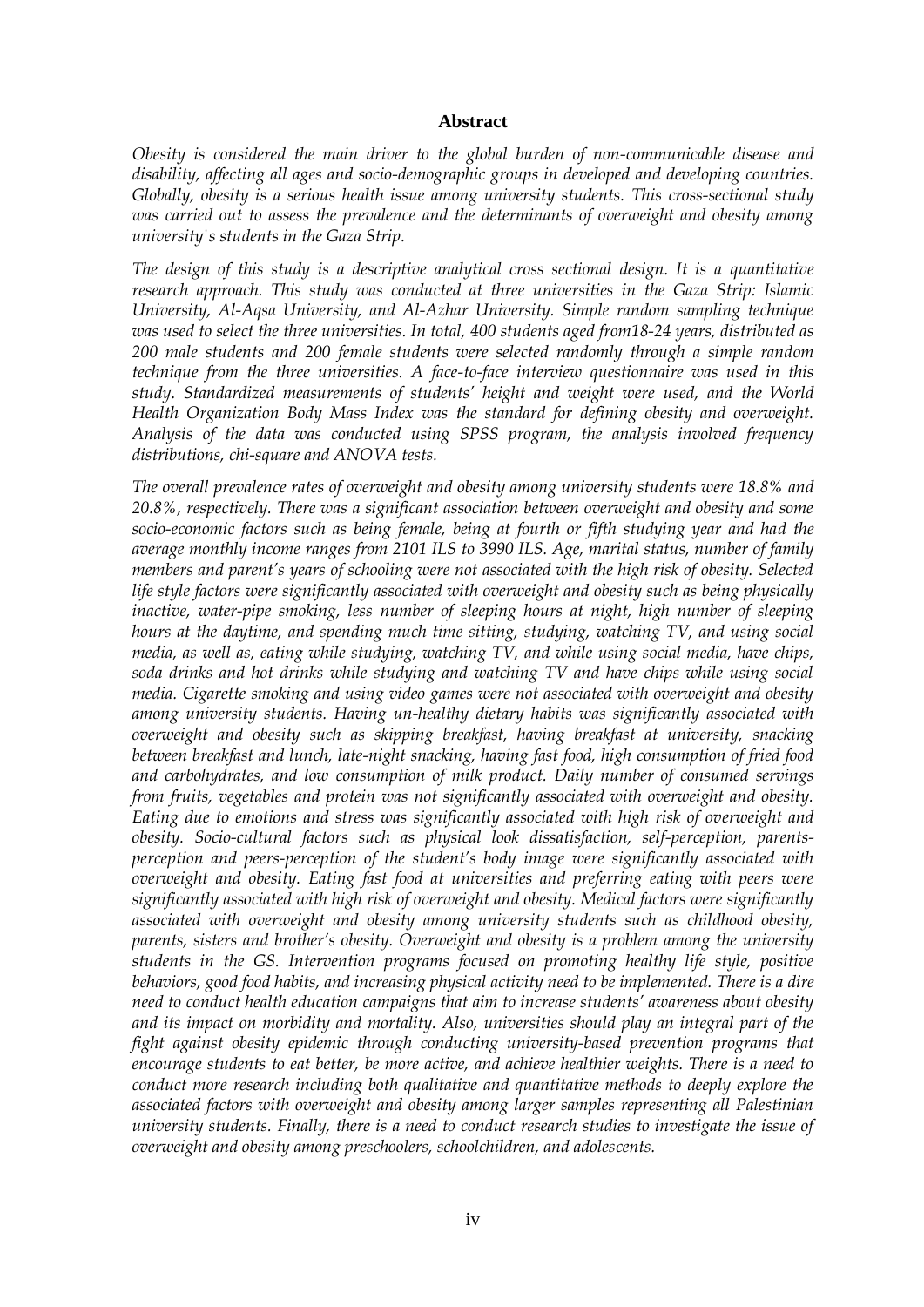## Abstract

*Obesity is considered the main driver to the global burden of non-communicable disease and disability, affecting all ages and socio-demographic groups in developed and developing countries. Globally, obesity is a serious health issue among university students. This cross-sectional study was carried out to assess the prevalence and the determinants of overweight and obesity among university's students in the Gaza Strip.*

*The design of this study is a descriptive analytical cross sectional design. It is a quantitative research approach. This study was conducted at three universities in the Gaza Strip: Islamic University, Al-Aqsa University, and Al-Azhar University. Simple random sampling technique was used to select the three universities. In total, 400 students aged from18-24 years, distributed as 200 male students and 200 female students were selected randomly through a simple random technique from the three universities. A face-to-face interview questionnaire was used in this study. Standardized measurements of students' height and weight were used, and the World Health Organization Body Mass Index was the standard for defining obesity and overweight. Analysis of the data was conducted using SPSS program, the analysis involved frequency distributions, chi-square and ANOVA tests.*

*The overall prevalence rates of overweight and obesity among university students were 18.8% and 20.8%, respectively. There was a significant association between overweight and obesity and some socio-economic factors such as being female, being at fourth or fifth studying year and had the average monthly income ranges from 2101 ILS to 3990 ILS. Age, marital status, number of family members and parent's years of schooling were not associated with the high risk of obesity. Selected life style factors were significantly associated with overweight and obesity such as being physically inactive, water-pipe smoking, less number of sleeping hours at night, high number of sleeping hours at the daytime, and spending much time sitting, studying, watching TV, and using social media, as well as, eating while studying, watching TV, and while using social media, have chips, soda drinks and hot drinks while studying and watching TV and have chips while using social media. Cigarette smoking and using video games were not associated with overweight and obesity among university students. Having un-healthy dietary habits was significantly associated with overweight and obesity such as skipping breakfast, having breakfast at university, snacking between breakfast and lunch, late-night snacking, having fast food, high consumption of fried food and carbohydrates, and low consumption of milk product. Daily number of consumed servings from fruits, vegetables and protein was not significantly associated with overweight and obesity. Eating due to emotions and stress was significantly associated with high risk of overweight and obesity. Socio-cultural factors such as physical look dissatisfaction, self-perception, parents-perception and peers-perception of the student's body image were significantly associated with overweight and obesity. Eating fast food at universities and preferring eating with peers were significantly associated with high risk of overweight and obesity. Medical factors were significantly associated with overweight and obesity among university students such as childhood obesity, parents, sisters and brother's obesity. Overweight and obesity is a problem among the university students in the GS. Intervention programs focused on promoting healthy life style, positive behaviors, good food habits, and increasing physical activity need to be implemented. There is a dire need to conduct health education campaigns that aim to increase students' awareness about obesity and its impact on morbidity and mortality. Also, universities should play an integral part of the fight against obesity epidemic through conducting university-based prevention programs that encourage students to eat better, be more active, and achieve healthier weights. There is a need to conduct more research including both qualitative and quantitative methods to deeply explore the associated factors with overweight and obesity among larger samples representing all Palestinian university students. Finally, there is a need to conduct research studies to investigate the issue of overweight and obesity among preschoolers, schoolchildren, and adolescents.*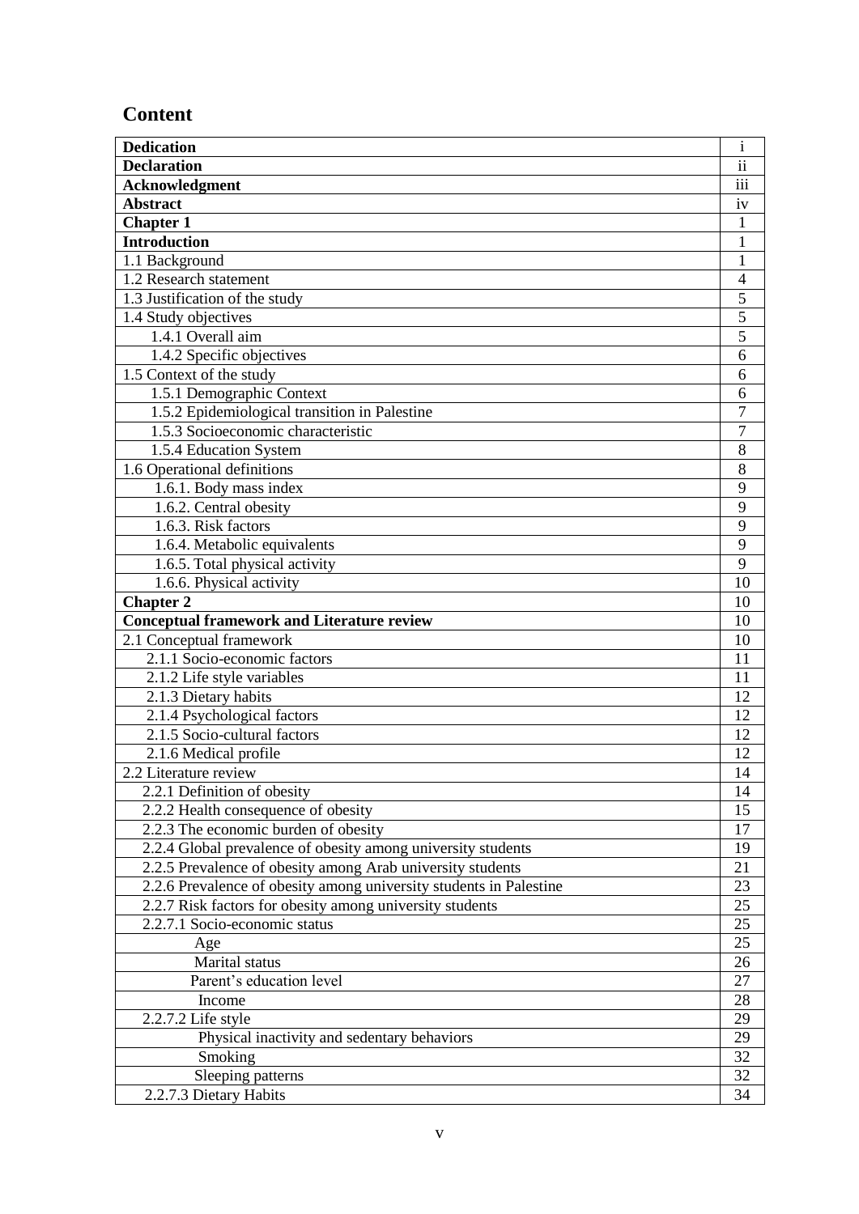# Content

| | |
|---|---|
| **Dedication** | i |
| **Declaration** | ii |
| **Acknowledgment** | iii |
| **Abstract** | iv |
| **Chapter 1** | 1 |
| **Introduction** | 1 |
| 1.1 Background | 1 |
| 1.2 Research statement | 4 |
| 1.3 Justification of the study | 5 |
| 1.4 Study objectives | 5 |
| 1.4.1 Overall aim | 5 |
| 1.4.2 Specific objectives | 6 |
| 1.5 Context of the study | 6 |
| 1.5.1 Demographic Context | 6 |
| 1.5.2 Epidemiological transition in Palestine | 7 |
| 1.5.3 Socioeconomic characteristic | 7 |
| 1.5.4 Education System | 8 |
| 1.6 Operational definitions | 8 |
| 1.6.1. Body mass index | 9 |
| 1.6.2. Central obesity | 9 |
| 1.6.3. Risk factors | 9 |
| 1.6.4. Metabolic equivalents | 9 |
| 1.6.5. Total physical activity | 9 |
| 1.6.6. Physical activity | 10 |
| **Chapter 2** | 10 |
| **Conceptual framework and Literature review** | 10 |
| 2.1 Conceptual framework | 10 |
| 2.1.1 Socio-economic factors | 11 |
| 2.1.2 Life style variables | 11 |
| 2.1.3 Dietary habits | 12 |
| 2.1.4 Psychological factors | 12 |
| 2.1.5 Socio-cultural factors | 12 |
| 2.1.6 Medical profile | 12 |
| 2.2 Literature review | 14 |
| 2.2.1 Definition of obesity | 14 |
| 2.2.2 Health consequence of obesity | 15 |
| 2.2.3 The economic burden of obesity | 17 |
| 2.2.4 Global prevalence of obesity among university students | 19 |
| 2.2.5 Prevalence of obesity among Arab university students | 21 |
| 2.2.6 Prevalence of obesity among university students in Palestine | 23 |
| 2.2.7 Risk factors for obesity among university students | 25 |
| 2.2.7.1 Socio-economic status | 25 |
| Age | 25 |
| Marital status | 26 |
| Parent's education level | 27 |
| Income | 28 |
| 2.2.7.2 Life style | 29 |
| Physical inactivity and sedentary behaviors | 29 |
| Smoking | 32 |
| Sleeping patterns | 32 |
| 2.2.7.3 Dietary Habits | 34 |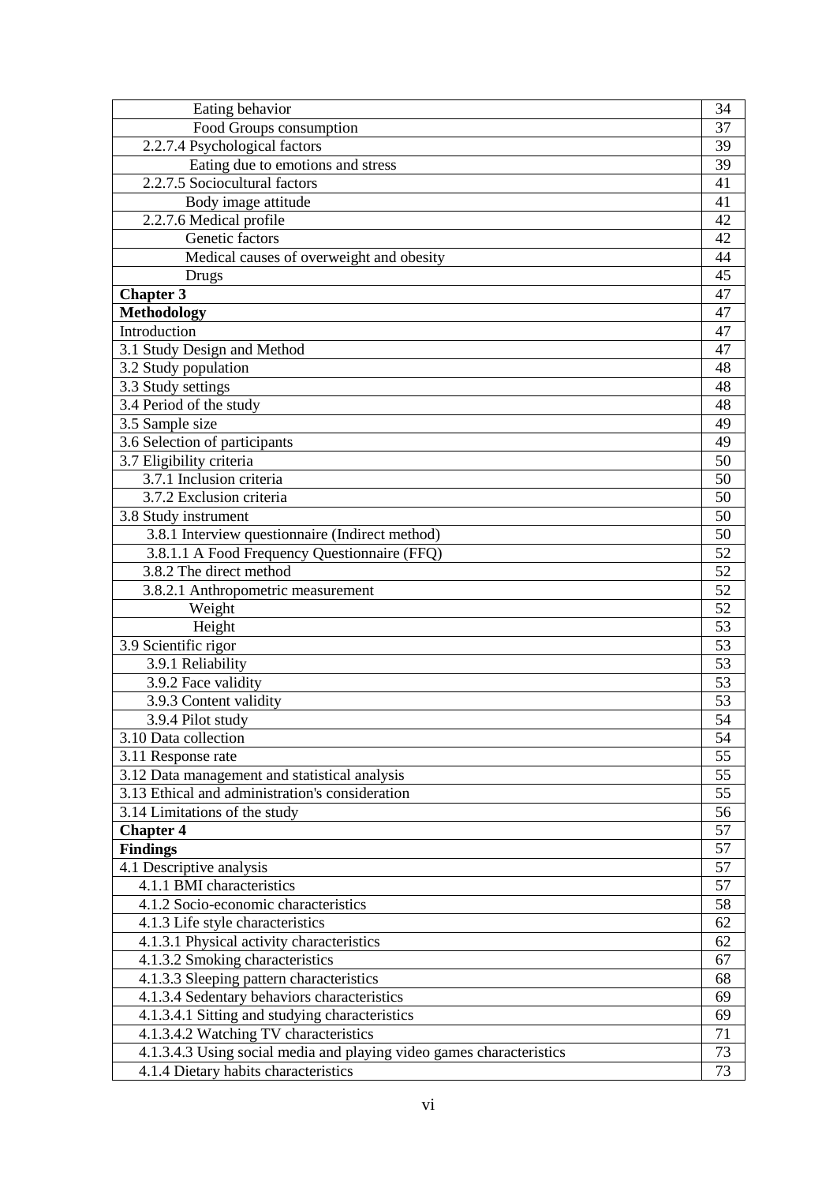| | |
|---|---|
| Eating behavior | 34 |
| Food Groups consumption | 37 |
| 2.2.7.4 Psychological factors | 39 |
| Eating due to emotions and stress | 39 |
| 2.2.7.5 Sociocultural factors | 41 |
| Body image attitude | 41 |
| 2.2.7.6 Medical profile | 42 |
| Genetic factors | 42 |
| Medical causes of overweight and obesity | 44 |
| Drugs | 45 |
| **Chapter 3** | 47 |
| **Methodology** | 47 |
| Introduction | 47 |
| 3.1 Study Design and Method | 47 |
| 3.2 Study population | 48 |
| 3.3 Study settings | 48 |
| 3.4 Period of the study | 48 |
| 3.5 Sample size | 49 |
| 3.6 Selection of participants | 49 |
| 3.7 Eligibility criteria | 50 |
| 3.7.1 Inclusion criteria | 50 |
| 3.7.2 Exclusion criteria | 50 |
| 3.8 Study instrument | 50 |
| 3.8.1 Interview questionnaire (Indirect method) | 50 |
| 3.8.1.1 A Food Frequency Questionnaire (FFQ) | 52 |
| 3.8.2 The direct method | 52 |
| 3.8.2.1 Anthropometric measurement | 52 |
| Weight | 52 |
| Height | 53 |
| 3.9 Scientific rigor | 53 |
| 3.9.1 Reliability | 53 |
| 3.9.2 Face validity | 53 |
| 3.9.3 Content validity | 53 |
| 3.9.4 Pilot study | 54 |
| 3.10 Data collection | 54 |
| 3.11 Response rate | 55 |
| 3.12 Data management and statistical analysis | 55 |
| 3.13 Ethical and administration's consideration | 55 |
| 3.14 Limitations of the study | 56 |
| **Chapter 4** | 57 |
| **Findings** | 57 |
| 4.1 Descriptive analysis | 57 |
| 4.1.1 BMI characteristics | 57 |
| 4.1.2 Socio-economic characteristics | 58 |
| 4.1.3 Life style characteristics | 62 |
| 4.1.3.1 Physical activity characteristics | 62 |
| 4.1.3.2 Smoking characteristics | 67 |
| 4.1.3.3 Sleeping pattern characteristics | 68 |
| 4.1.3.4 Sedentary behaviors characteristics | 69 |
| 4.1.3.4.1 Sitting and studying characteristics | 69 |
| 4.1.3.4.2 Watching TV characteristics | 71 |
| 4.1.3.4.3 Using social media and playing video games characteristics | 73 |
| 4.1.4 Dietary habits characteristics | 73 |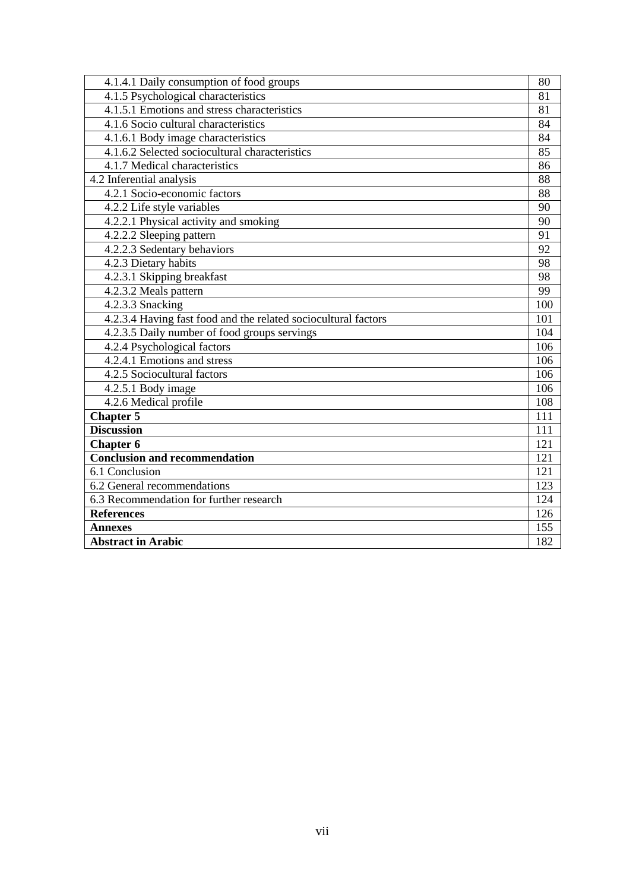| | |
|---|---|
| 4.1.4.1 Daily consumption of food groups | 80 |
| 4.1.5 Psychological characteristics | 81 |
| 4.1.5.1 Emotions and stress characteristics | 81 |
| 4.1.6 Socio cultural characteristics | 84 |
| 4.1.6.1 Body image characteristics | 84 |
| 4.1.6.2 Selected sociocultural characteristics | 85 |
| 4.1.7 Medical characteristics | 86 |
| 4.2 Inferential analysis | 88 |
| 4.2.1 Socio-economic factors | 88 |
| 4.2.2 Life style variables | 90 |
| 4.2.2.1 Physical activity and smoking | 90 |
| 4.2.2.2 Sleeping pattern | 91 |
| 4.2.2.3 Sedentary behaviors | 92 |
| 4.2.3 Dietary habits | 98 |
| 4.2.3.1 Skipping breakfast | 98 |
| 4.2.3.2 Meals pattern | 99 |
| 4.2.3.3 Snacking | 100 |
| 4.2.3.4 Having fast food and the related sociocultural factors | 101 |
| 4.2.3.5 Daily number of food groups servings | 104 |
| 4.2.4 Psychological factors | 106 |
| 4.2.4.1 Emotions and stress | 106 |
| 4.2.5 Sociocultural factors | 106 |
| 4.2.5.1 Body image | 106 |
| 4.2.6 Medical profile | 108 |
| **Chapter 5** | 111 |
| **Discussion** | 111 |
| **Chapter 6** | 121 |
| **Conclusion and recommendation** | 121 |
| 6.1 Conclusion | 121 |
| 6.2 General recommendations | 123 |
| 6.3 Recommendation for further research | 124 |
| **References** | 126 |
| **Annexes** | 155 |
| **Abstract in Arabic** | 182 |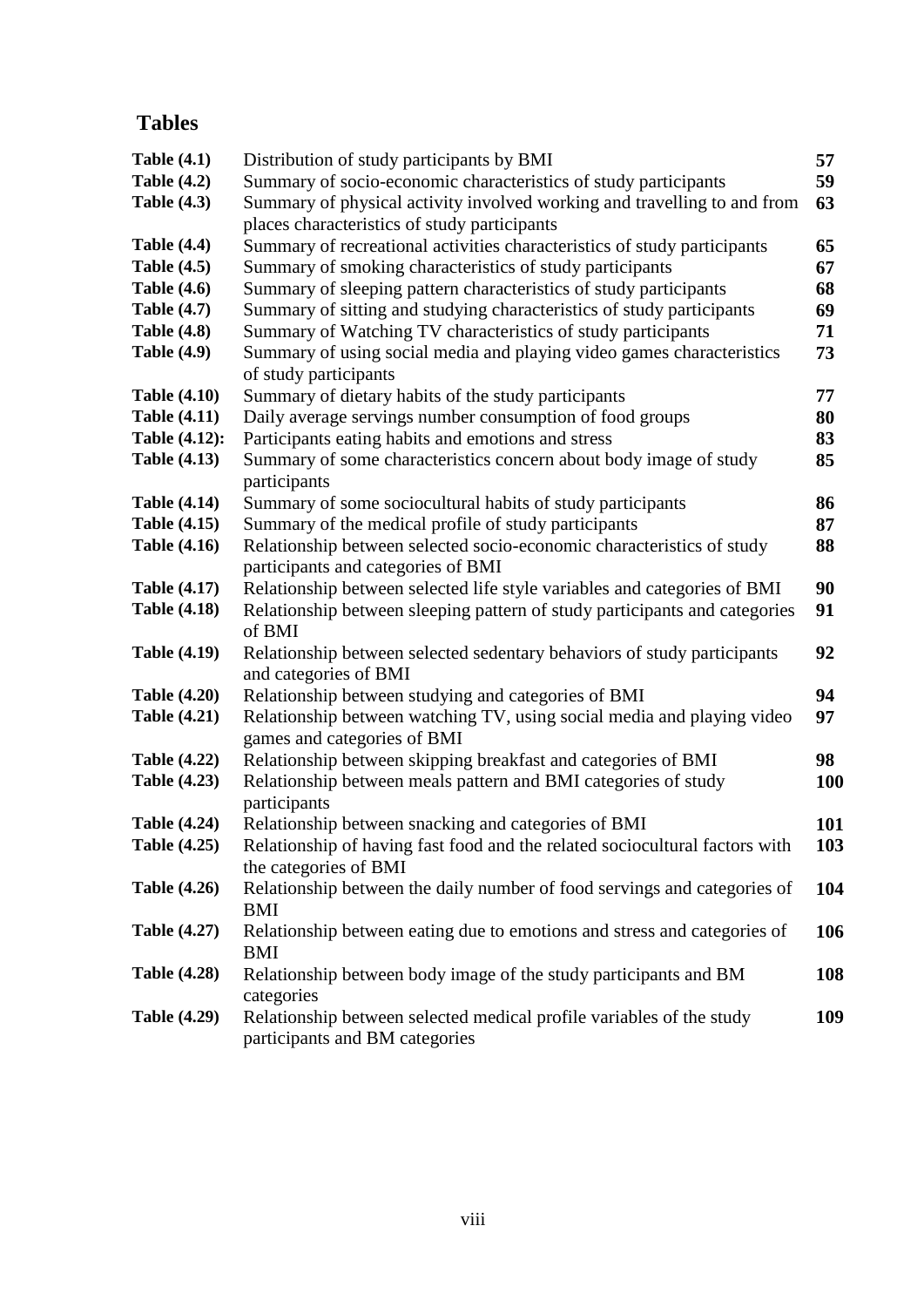## Tables

| | | |
|---|---|---|
| **Table (4.1)** | Distribution of study participants by BMI | **57** |
| **Table (4.2)** | Summary of socio-economic characteristics of study participants | **59** |
| **Table (4.3)** | Summary of physical activity involved working and travelling to and from places characteristics of study participants | **63** |
| **Table (4.4)** | Summary of recreational activities characteristics of study participants | **65** |
| **Table (4.5)** | Summary of smoking characteristics of study participants | **67** |
| **Table (4.6)** | Summary of sleeping pattern characteristics of study participants | **68** |
| **Table (4.7)** | Summary of sitting and studying characteristics of study participants | **69** |
| **Table (4.8)** | Summary of Watching TV characteristics of study participants | **71** |
| **Table (4.9)** | Summary of using social media and playing video games characteristics of study participants | **73** |
| **Table (4.10)** | Summary of dietary habits of the study participants | **77** |
| **Table (4.11)** | Daily average servings number consumption of food groups | **80** |
| **Table (4.12):** | Participants eating habits and emotions and stress | **83** |
| **Table (4.13)** | Summary of some characteristics concern about body image of study participants | **85** |
| **Table (4.14)** | Summary of some sociocultural habits of study participants | **86** |
| **Table (4.15)** | Summary of the medical profile of study participants | **87** |
| **Table (4.16)** | Relationship between selected socio-economic characteristics of study participants and categories of BMI | **88** |
| **Table (4.17)** | Relationship between selected life style variables and categories of BMI | **90** |
| **Table (4.18)** | Relationship between sleeping pattern of study participants and categories of BMI | **91** |
| **Table (4.19)** | Relationship between selected sedentary behaviors of study participants and categories of BMI | **92** |
| **Table (4.20)** | Relationship between studying and categories of BMI | **94** |
| **Table (4.21)** | Relationship between watching TV, using social media and playing video games and categories of BMI | **97** |
| **Table (4.22)** | Relationship between skipping breakfast and categories of BMI | **98** |
| **Table (4.23)** | Relationship between meals pattern and BMI categories of study participants | **100** |
| **Table (4.24)** | Relationship between snacking and categories of BMI | **101** |
| **Table (4.25)** | Relationship of having fast food and the related sociocultural factors with the categories of BMI | **103** |
| **Table (4.26)** | Relationship between the daily number of food servings and categories of BMI | **104** |
| **Table (4.27)** | Relationship between eating due to emotions and stress and categories of BMI | **106** |
| **Table (4.28)** | Relationship between body image of the study participants and BM categories | **108** |
| **Table (4.29)** | Relationship between selected medical profile variables of the study participants and BM categories | **109** |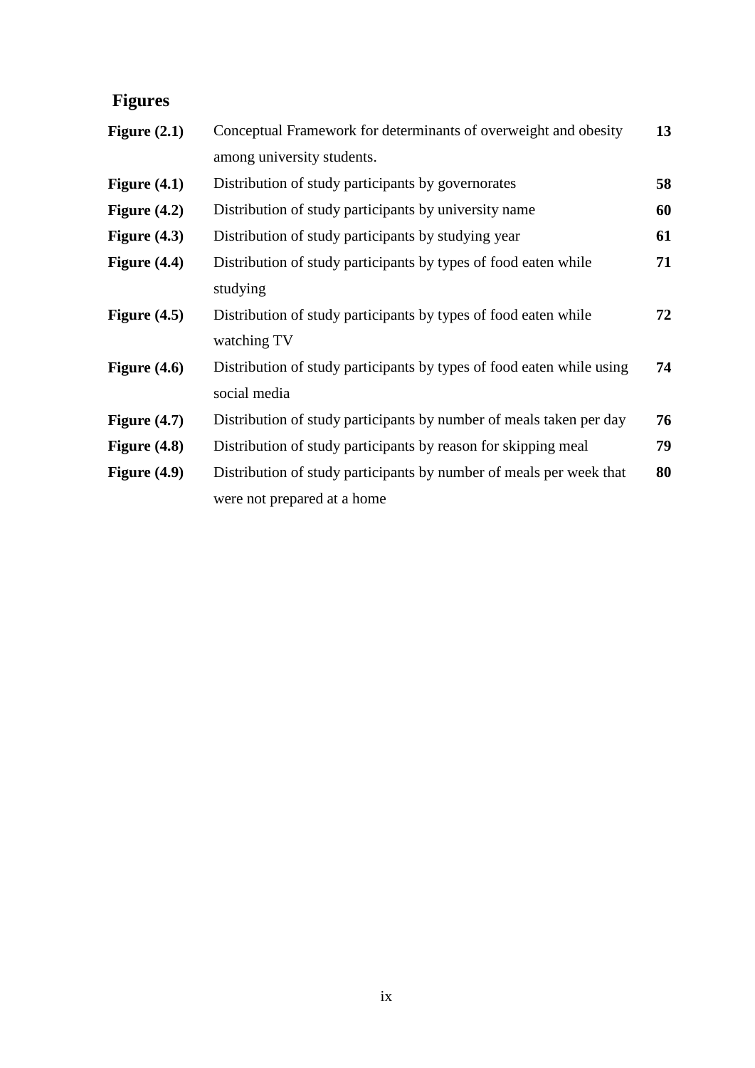## Figures

| | | |
|---|---|---|
| **Figure (2.1)** | Conceptual Framework for determinants of overweight and obesity among university students. | **13** |
| **Figure (4.1)** | Distribution of study participants by governorates | **58** |
| **Figure (4.2)** | Distribution of study participants by university name | **60** |
| **Figure (4.3)** | Distribution of study participants by studying year | **61** |
| **Figure (4.4)** | Distribution of study participants by types of food eaten while studying | **71** |
| **Figure (4.5)** | Distribution of study participants by types of food eaten while watching TV | **72** |
| **Figure (4.6)** | Distribution of study participants by types of food eaten while using social media | **74** |
| **Figure (4.7)** | Distribution of study participants by number of meals taken per day | **76** |
| **Figure (4.8)** | Distribution of study participants by reason for skipping meal | **79** |
| **Figure (4.9)** | Distribution of study participants by number of meals per week that were not prepared at a home | **80** |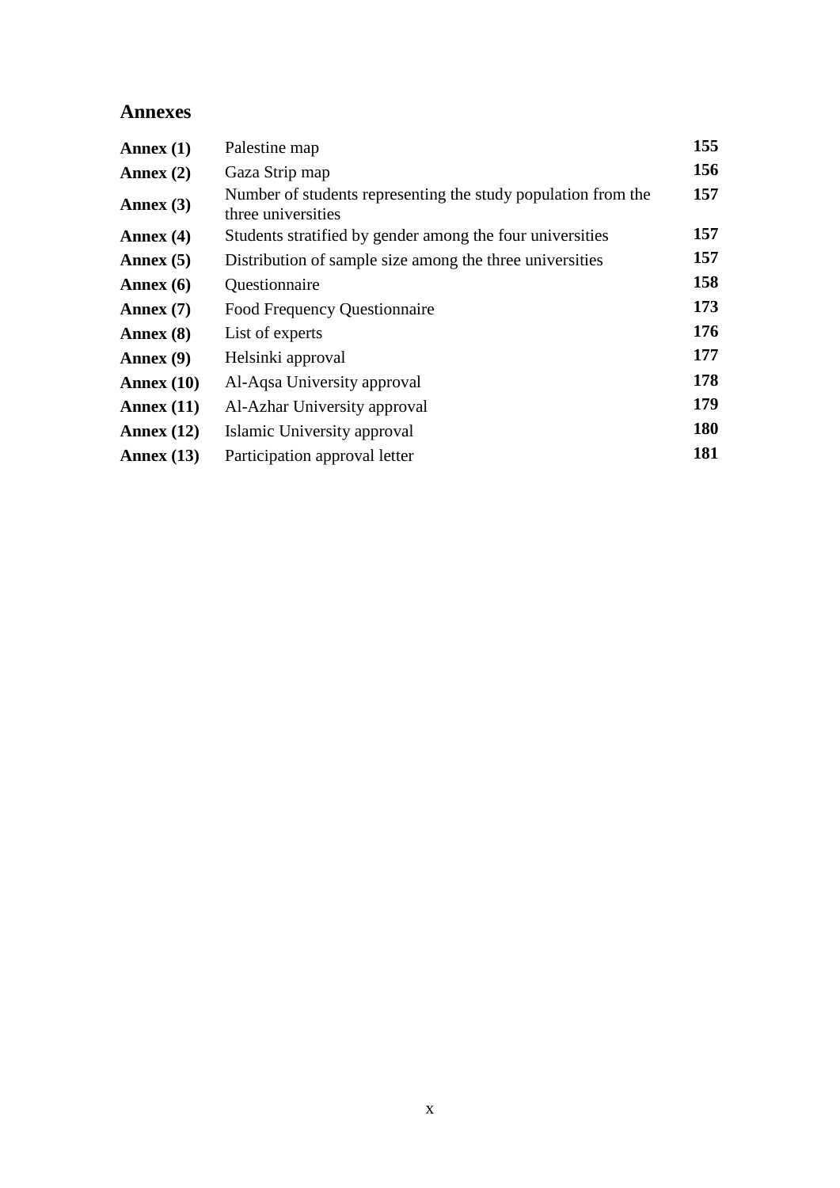## Annexes

| | | |
|---|---|---|
| **Annex (1)** | Palestine map | **155** |
| **Annex (2)** | Gaza Strip map | **156** |
| **Annex (3)** | Number of students representing the study population from the three universities | **157** |
| **Annex (4)** | Students stratified by gender among the four universities | **157** |
| **Annex (5)** | Distribution of sample size among the three universities | **157** |
| **Annex (6)** | Questionnaire | **158** |
| **Annex (7)** | Food Frequency Questionnaire | **173** |
| **Annex (8)** | List of experts | **176** |
| **Annex (9)** | Helsinki approval | **177** |
| **Annex (10)** | Al-Aqsa University approval | **178** |
| **Annex (11)** | Al-Azhar University approval | **179** |
| **Annex (12)** | Islamic University approval | **180** |
| **Annex (13)** | Participation approval letter | **181** |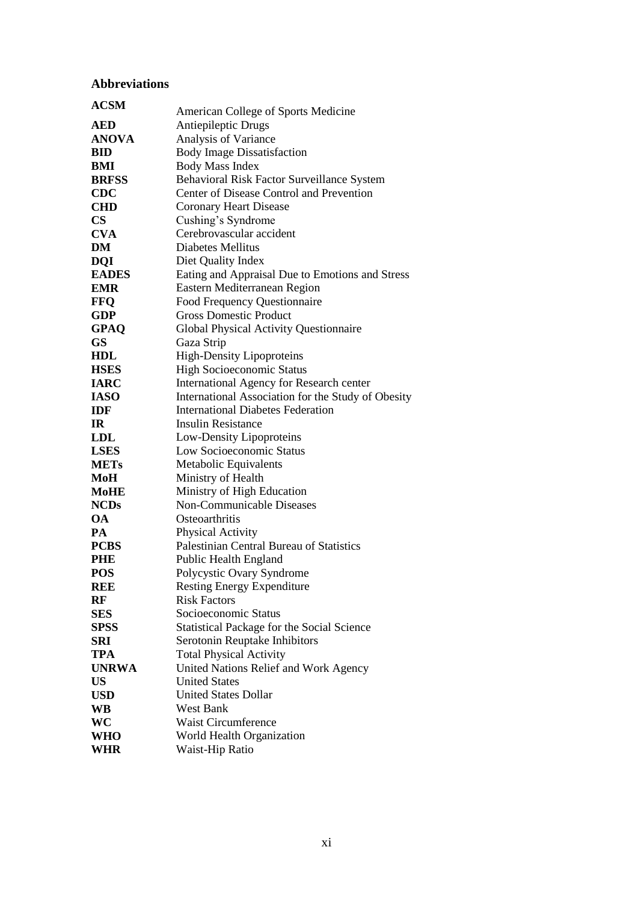## Abbreviations

| | |
|---|---|
| **ACSM** | American College of Sports Medicine |
| **AED** | Antiepileptic Drugs |
| **ANOVA** | Analysis of Variance |
| **BID** | Body Image Dissatisfaction |
| **BMI** | Body Mass Index |
| **BRFSS** | Behavioral Risk Factor Surveillance System |
| **CDC** | Center of Disease Control and Prevention |
| **CHD** | Coronary Heart Disease |
| **CS** | Cushing's Syndrome |
| **CVA** | Cerebrovascular accident |
| **DM** | Diabetes Mellitus |
| **DQI** | Diet Quality Index |
| **EADES** | Eating and Appraisal Due to Emotions and Stress |
| **EMR** | Eastern Mediterranean Region |
| **FFQ** | Food Frequency Questionnaire |
| **GDP** | Gross Domestic Product |
| **GPAQ** | Global Physical Activity Questionnaire |
| **GS** | Gaza Strip |
| **HDL** | High-Density Lipoproteins |
| **HSES** | High Socioeconomic Status |
| **IARC** | International Agency for Research center |
| **IASO** | International Association for the Study of Obesity |
| **IDF** | International Diabetes Federation |
| **IR** | Insulin Resistance |
| **LDL** | Low-Density Lipoproteins |
| **LSES** | Low Socioeconomic Status |
| **METs** | Metabolic Equivalents |
| **MoH** | Ministry of Health |
| **MoHE** | Ministry of High Education |
| **NCDs** | Non-Communicable Diseases |
| **OA** | Osteoarthritis |
| **PA** | Physical Activity |
| **PCBS** | Palestinian Central Bureau of Statistics |
| **PHE** | Public Health England |
| **POS** | Polycystic Ovary Syndrome |
| **REE** | Resting Energy Expenditure |
| **RF** | Risk Factors |
| **SES** | Socioeconomic Status |
| **SPSS** | Statistical Package for the Social Science |
| **SRI** | Serotonin Reuptake Inhibitors |
| **TPA** | Total Physical Activity |
| **UNRWA** | United Nations Relief and Work Agency |
| **US** | United States |
| **USD** | United States Dollar |
| **WB** | West Bank |
| **WC** | Waist Circumference |
| **WHO** | World Health Organization |
| **WHR** | Waist-Hip Ratio |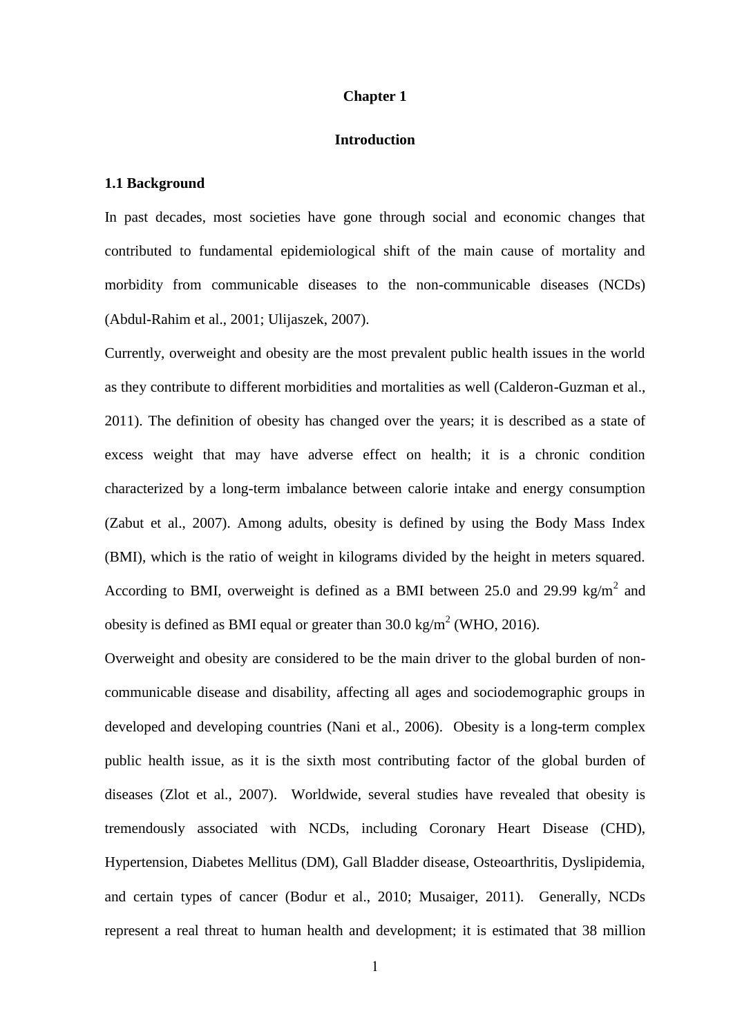# Chapter 1

# Introduction

## 1.1 Background

In past decades, most societies have gone through social and economic changes that contributed to fundamental epidemiological shift of the main cause of mortality and morbidity from communicable diseases to the non-communicable diseases (NCDs) (Abdul-Rahim et al., 2001; Ulijaszek, 2007).

Currently, overweight and obesity are the most prevalent public health issues in the world as they contribute to different morbidities and mortalities as well (Calderon-Guzman et al., 2011). The definition of obesity has changed over the years; it is described as a state of excess weight that may have adverse effect on health; it is a chronic condition characterized by a long-term imbalance between calorie intake and energy consumption (Zabut et al., 2007). Among adults, obesity is defined by using the Body Mass Index (BMI), which is the ratio of weight in kilograms divided by the height in meters squared. According to BMI, overweight is defined as a BMI between 25.0 and 29.99 kg/$m^2$ and obesity is defined as BMI equal or greater than 30.0 kg/$m^2$ (WHO, 2016).

Overweight and obesity are considered to be the main driver to the global burden of non-communicable disease and disability, affecting all ages and sociodemographic groups in developed and developing countries (Nani et al., 2006). Obesity is a long-term complex public health issue, as it is the sixth most contributing factor of the global burden of diseases (Zlot et al., 2007). Worldwide, several studies have revealed that obesity is tremendously associated with NCDs, including Coronary Heart Disease (CHD), Hypertension, Diabetes Mellitus (DM), Gall Bladder disease, Osteoarthritis, Dyslipidemia, and certain types of cancer (Bodur et al., 2010; Musaiger, 2011). Generally, NCDs represent a real threat to human health and development; it is estimated that 38 million